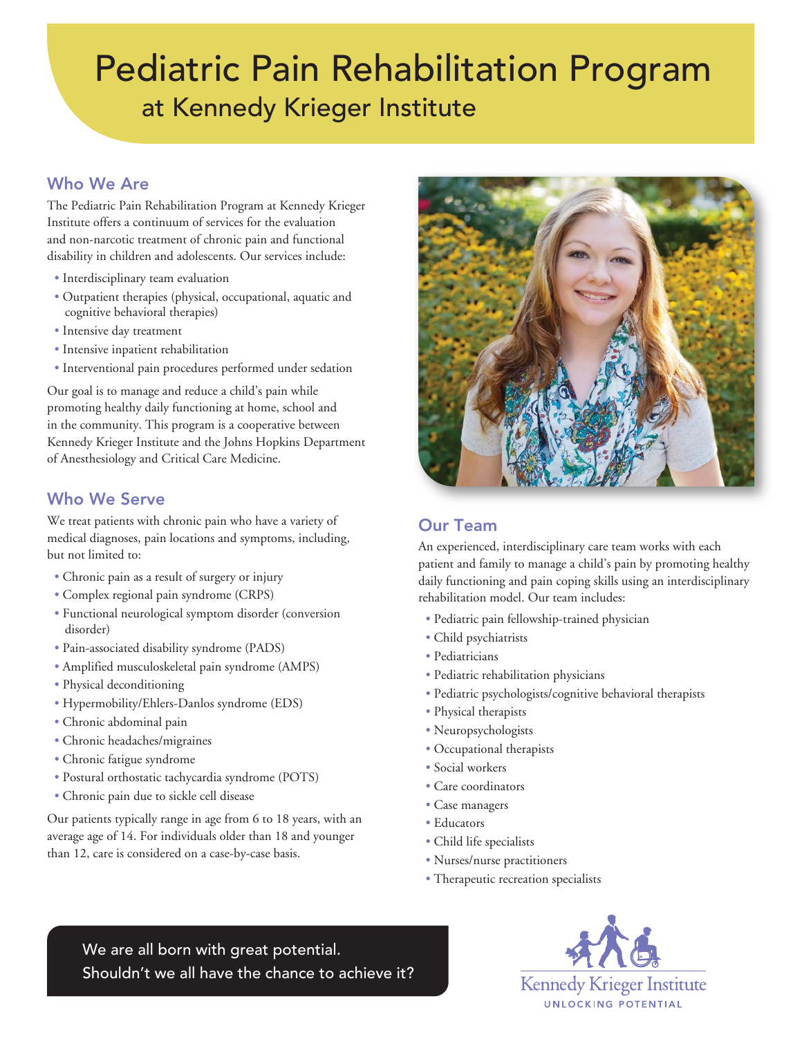# Pediatric Pain Rehabilitation Program

## at Kennedy Krieger Institute

### Who We Are

The Pediatric Pain Rehabilitation Program at Kennedy Krieger Institute offers a continuum of services for the evaluation and non-narcotic treatment of chronic pain and functional disability in children and adolescents. Our services include:

- Interdisciplinary team evaluation
- Outpatient therapies (physical, occupational, aquatic and cognitive behavioral therapies)
- Intensive day treatment
- Intensive inpatient rehabilitation
- Interventional pain procedures performed under sedation

Our goal is to manage and reduce a child's pain while promoting healthy daily functioning at home, school and in the community. This program is a cooperative between Kennedy Krieger Institute and the Johns Hopkins Department of Anesthesiology and Critical Care Medicine.

### Who We Serve

We treat patients with chronic pain who have a variety of medical diagnoses, pain locations and symptoms, including, but not limited to:

- Chronic pain as a result of surgery or injury
- Complex regional pain syndrome (CRPS)
- Functional neurological symptom disorder (conversion disorder)
- Pain-associated disability syndrome (PADS)
- Amplified musculoskeletal pain syndrome (AMPS)
- Physical deconditioning
- Hypermobility/Ehlers-Danlos syndrome (EDS)
- Chronic abdominal pain
- Chronic headaches/migraines
- Chronic fatigue syndrome
- Postural orthostatic tachycardia syndrome (POTS)
- Chronic pain due to sickle cell disease

Our patients typically range in age from 6 to 18 years, with an average age of 14. For individuals older than 18 and younger than 12, care is considered on a case-by-case basis.

### Our Team

An experienced, interdisciplinary care team works with each patient and family to manage a child's pain by promoting healthy daily functioning and pain coping skills using an interdisciplinary rehabilitation model. Our team includes:

- Pediatric pain fellowship-trained physician
- Child psychiatrists
- Pediatricians
- Pediatric rehabilitation physicians
- Pediatric psychologists/cognitive behavioral therapists
- Physical therapists
- Neuropsychologists
- Occupational therapists
- Social workers
- Care coordinators
- Case managers
- Educators
- Child life specialists
- Nurses/nurse practitioners
- Therapeutic recreation specialists

We are all born with great potential.
Shouldn't we all have the chance to achieve it?

Kennedy Krieger Institute
UNLOCKING POTENTIAL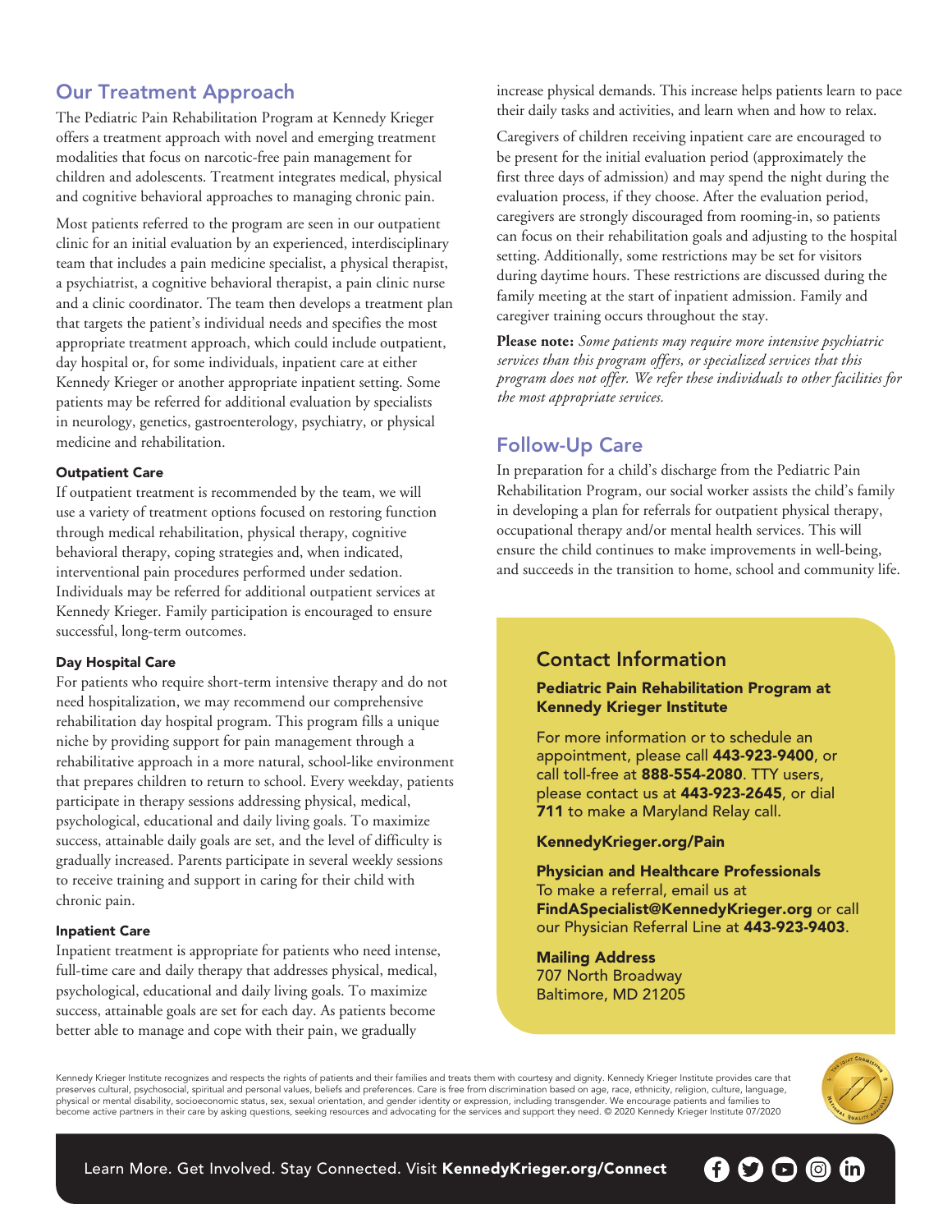## Our Treatment Approach

The Pediatric Pain Rehabilitation Program at Kennedy Krieger offers a treatment approach with novel and emerging treatment modalities that focus on narcotic-free pain management for children and adolescents. Treatment integrates medical, physical and cognitive behavioral approaches to managing chronic pain.

Most patients referred to the program are seen in our outpatient clinic for an initial evaluation by an experienced, interdisciplinary team that includes a pain medicine specialist, a physical therapist, a psychiatrist, a cognitive behavioral therapist, a pain clinic nurse and a clinic coordinator. The team then develops a treatment plan that targets the patient's individual needs and specifies the most appropriate treatment approach, which could include outpatient, day hospital or, for some individuals, inpatient care at either Kennedy Krieger or another appropriate inpatient setting. Some patients may be referred for additional evaluation by specialists in neurology, genetics, gastroenterology, psychiatry, or physical medicine and rehabilitation.

### Outpatient Care

If outpatient treatment is recommended by the team, we will use a variety of treatment options focused on restoring function through medical rehabilitation, physical therapy, cognitive behavioral therapy, coping strategies and, when indicated, interventional pain procedures performed under sedation. Individuals may be referred for additional outpatient services at Kennedy Krieger. Family participation is encouraged to ensure successful, long-term outcomes.

### Day Hospital Care

For patients who require short-term intensive therapy and do not need hospitalization, we may recommend our comprehensive rehabilitation day hospital program. This program fills a unique niche by providing support for pain management through a rehabilitative approach in a more natural, school-like environment that prepares children to return to school. Every weekday, patients participate in therapy sessions addressing physical, medical, psychological, educational and daily living goals. To maximize success, attainable daily goals are set, and the level of difficulty is gradually increased. Parents participate in several weekly sessions to receive training and support in caring for their child with chronic pain.

### Inpatient Care

Inpatient treatment is appropriate for patients who need intense, full-time care and daily therapy that addresses physical, medical, psychological, educational and daily living goals. To maximize success, attainable goals are set for each day. As patients become better able to manage and cope with their pain, we gradually increase physical demands. This increase helps patients learn to pace their daily tasks and activities, and learn when and how to relax.

Caregivers of children receiving inpatient care are encouraged to be present for the initial evaluation period (approximately the first three days of admission) and may spend the night during the evaluation process, if they choose. After the evaluation period, caregivers are strongly discouraged from rooming-in, so patients can focus on their rehabilitation goals and adjusting to the hospital setting. Additionally, some restrictions may be set for visitors during daytime hours. These restrictions are discussed during the family meeting at the start of inpatient admission. Family and caregiver training occurs throughout the stay.

**Please note:** *Some patients may require more intensive psychiatric services than this program offers, or specialized services that this program does not offer. We refer these individuals to other facilities for the most appropriate services.*

## Follow-Up Care

In preparation for a child's discharge from the Pediatric Pain Rehabilitation Program, our social worker assists the child's family in developing a plan for referrals for outpatient physical therapy, occupational therapy and/or mental health services. This will ensure the child continues to make improvements in well-being, and succeeds in the transition to home, school and community life.

## Contact Information

**Pediatric Pain Rehabilitation Program at Kennedy Krieger Institute**

For more information or to schedule an appointment, please call **443-923-9400**, or call toll-free at **888-554-2080**. TTY users, please contact us at **443-923-2645**, or dial **711** to make a Maryland Relay call.

**KennedyKrieger.org/Pain**

**Physician and Healthcare Professionals**
To make a referral, email us at **FindASpecialist@KennedyKrieger.org** or call our Physician Referral Line at **443-923-9403**.

**Mailing Address**
707 North Broadway
Baltimore, MD 21205

Kennedy Krieger Institute recognizes and respects the rights of patients and their families and treats them with courtesy and dignity. Kennedy Krieger Institute provides care that preserves cultural, psychosocial, spiritual and personal values, beliefs and preferences. Care is free from discrimination based on age, race, ethnicity, religion, culture, language, physical or mental disability, socioeconomic status, sex, sexual orientation, and gender identity or expression, including transgender. We encourage patients and families to become active partners in their care by asking questions, seeking resources and advocating for the services and support they need. © 2020 Kennedy Krieger Institute 07/2020

Learn More. Get Involved. Stay Connected. Visit **KennedyKrieger.org/Connect**